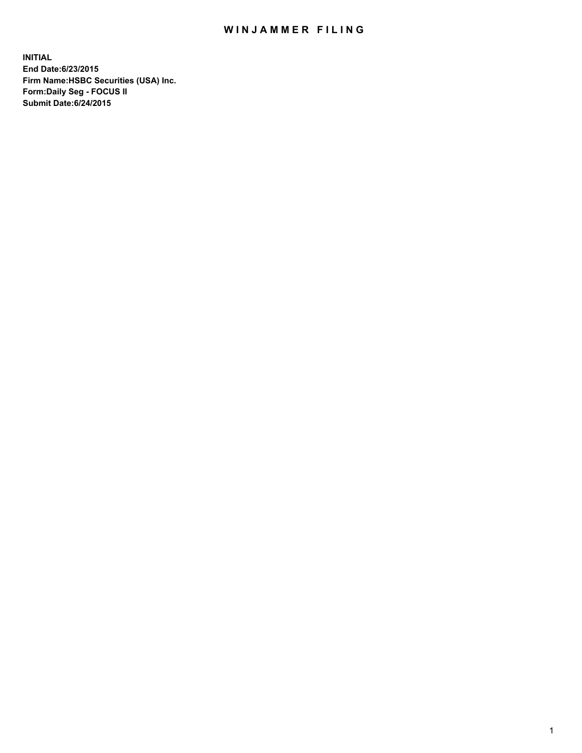# WINJAMMER FILING

**INITIAL**
**End Date:6/23/2015**
**Firm Name:HSBC Securities (USA) Inc.**
**Form:Daily Seg - FOCUS II**
**Submit Date:6/24/2015**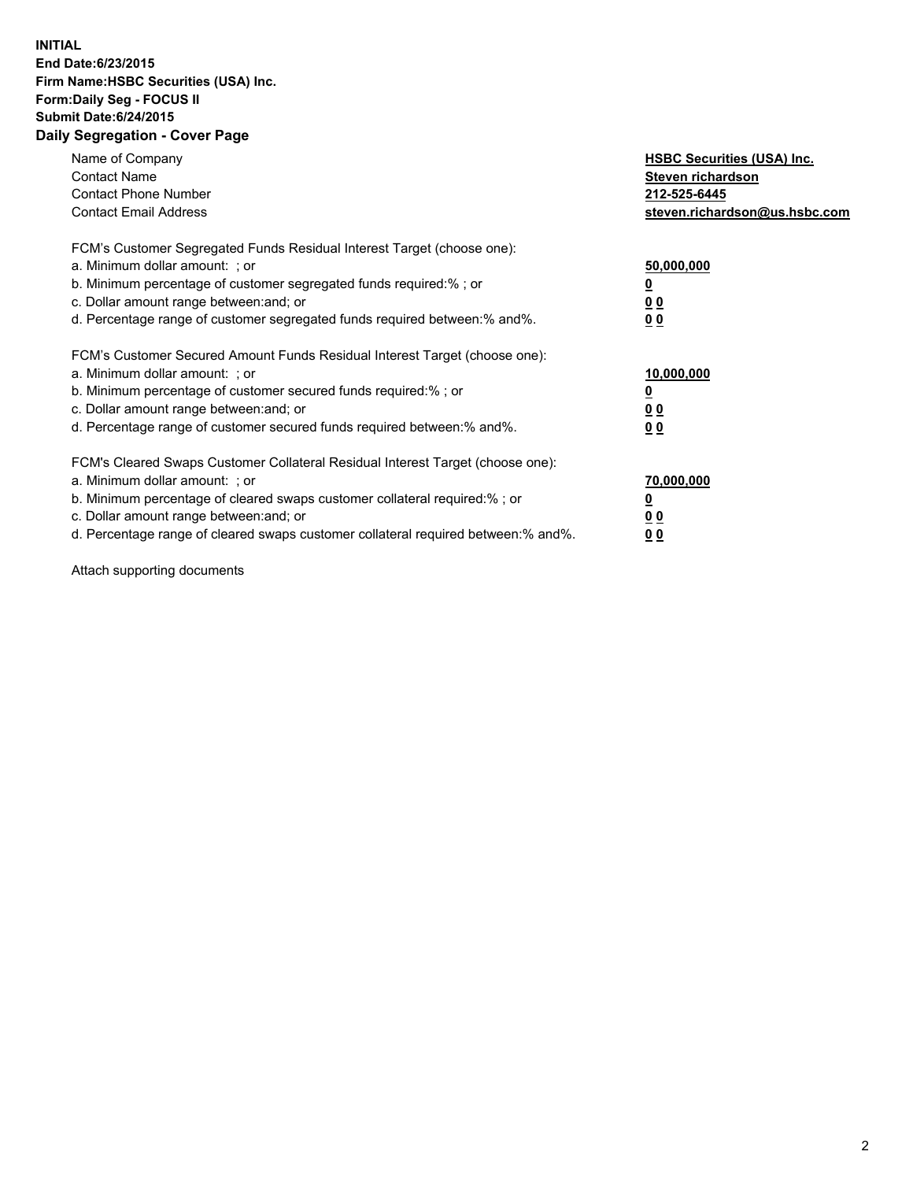**INITIAL**
**End Date:6/23/2015**
**Firm Name:HSBC Securities (USA) Inc.**
**Form:Daily Seg - FOCUS II**
**Submit Date:6/24/2015**
**Daily Segregation - Cover Page**

| | |
|---|---|
| Name of Company | **HSBC Securities (USA) Inc.** |
| Contact Name | **Steven richardson** |
| Contact Phone Number | **212-525-6445** |
| Contact Email Address | **steven.richardson@us.hsbc.com** |

| | |
|---|---|
| FCM's Customer Segregated Funds Residual Interest Target (choose one): | |
| a. Minimum dollar amount: ; or | **50,000,000** |
| b. Minimum percentage of customer segregated funds required:% ; or | **0** |
| c. Dollar amount range between:and; or | **0 0** |
| d. Percentage range of customer segregated funds required between:% and%. | **0 0** |
| FCM's Customer Secured Amount Funds Residual Interest Target (choose one): | |
| a. Minimum dollar amount: ; or | **10,000,000** |
| b. Minimum percentage of customer secured funds required:% ; or | **0** |
| c. Dollar amount range between:and; or | **0 0** |
| d. Percentage range of customer secured funds required between:% and%. | **0 0** |
| FCM's Cleared Swaps Customer Collateral Residual Interest Target (choose one): | |
| a. Minimum dollar amount: ; or | **70,000,000** |
| b. Minimum percentage of cleared swaps customer collateral required:% ; or | **0** |
| c. Dollar amount range between:and; or | **0 0** |
| d. Percentage range of cleared swaps customer collateral required between:% and%. | **0 0** |

Attach supporting documents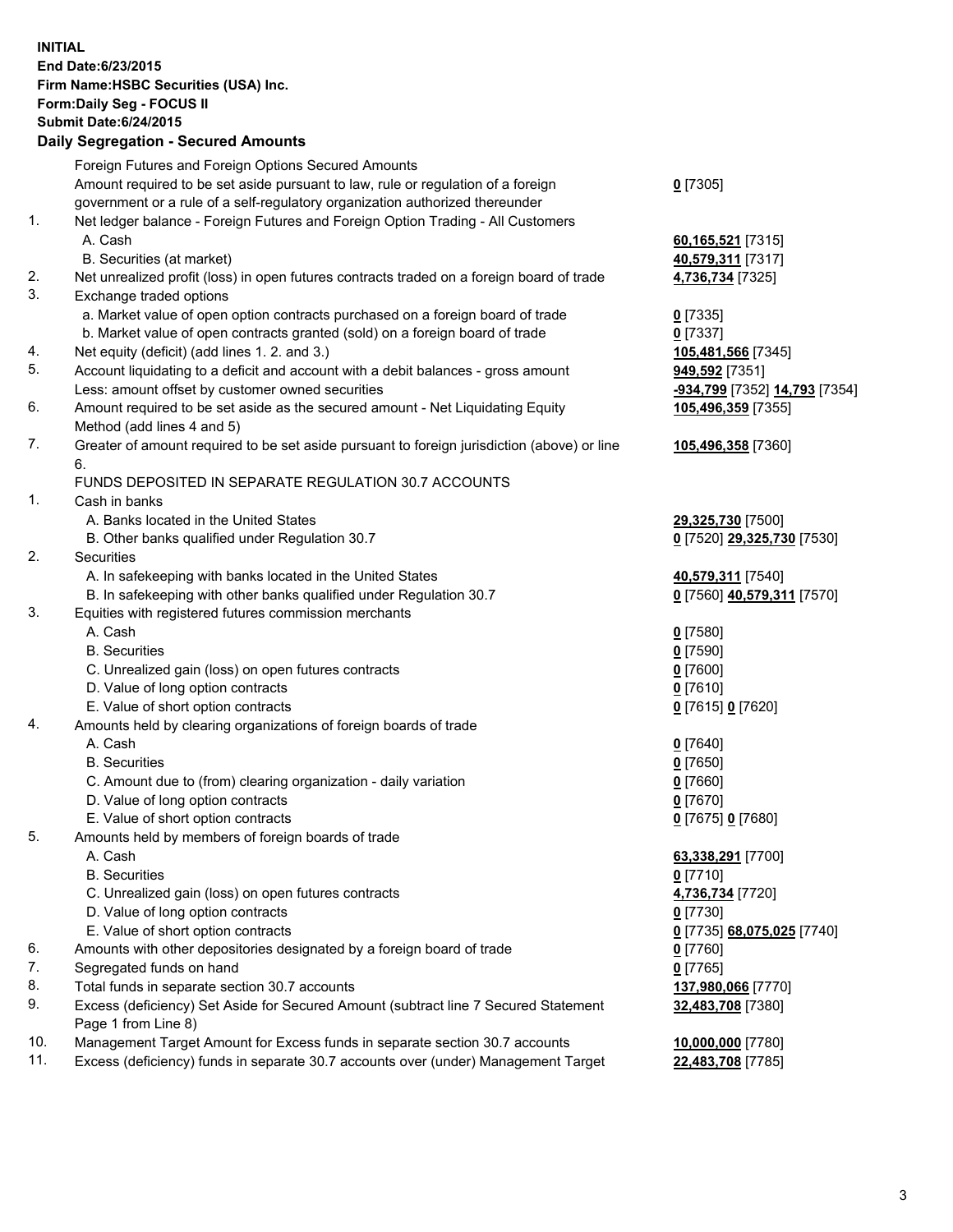**INITIAL**
**End Date:6/23/2015**
**Firm Name:HSBC Securities (USA) Inc.**
**Form:Daily Seg - FOCUS II**
**Submit Date:6/24/2015**

## Daily Segregation - Secured Amounts

| | | |
|---|---|---|
| | Foreign Futures and Foreign Options Secured Amounts | |
| | Amount required to be set aside pursuant to law, rule or regulation of a foreign government or a rule of a self-regulatory organization authorized thereunder | **0** [7305] |
| 1. | Net ledger balance - Foreign Futures and Foreign Option Trading - All Customers | |
| | A. Cash | **60,165,521** [7315] |
| | B. Securities (at market) | **40,579,311** [7317] |
| 2. | Net unrealized profit (loss) in open futures contracts traded on a foreign board of trade | **4,736,734** [7325] |
| 3. | Exchange traded options | |
| | a. Market value of open option contracts purchased on a foreign board of trade | **0** [7335] |
| | b. Market value of open contracts granted (sold) on a foreign board of trade | **0** [7337] |
| 4. | Net equity (deficit) (add lines 1. 2. and 3.) | **105,481,566** [7345] |
| 5. | Account liquidating to a deficit and account with a debit balances - gross amount | **949,592** [7351] |
| | Less: amount offset by customer owned securities | **-934,799** [7352] **14,793** [7354] |
| 6. | Amount required to be set aside as the secured amount - Net Liquidating Equity Method (add lines 4 and 5) | **105,496,359** [7355] |
| 7. | Greater of amount required to be set aside pursuant to foreign jurisdiction (above) or line 6. | **105,496,358** [7360] |
| | FUNDS DEPOSITED IN SEPARATE REGULATION 30.7 ACCOUNTS | |
| 1. | Cash in banks | |
| | A. Banks located in the United States | **29,325,730** [7500] |
| | B. Other banks qualified under Regulation 30.7 | **0** [7520] **29,325,730** [7530] |
| 2. | Securities | |
| | A. In safekeeping with banks located in the United States | **40,579,311** [7540] |
| | B. In safekeeping with other banks qualified under Regulation 30.7 | **0** [7560] **40,579,311** [7570] |
| 3. | Equities with registered futures commission merchants | |
| | A. Cash | **0** [7580] |
| | B. Securities | **0** [7590] |
| | C. Unrealized gain (loss) on open futures contracts | **0** [7600] |
| | D. Value of long option contracts | **0** [7610] |
| | E. Value of short option contracts | **0** [7615] **0** [7620] |
| 4. | Amounts held by clearing organizations of foreign boards of trade | |
| | A. Cash | **0** [7640] |
| | B. Securities | **0** [7650] |
| | C. Amount due to (from) clearing organization - daily variation | **0** [7660] |
| | D. Value of long option contracts | **0** [7670] |
| | E. Value of short option contracts | **0** [7675] **0** [7680] |
| 5. | Amounts held by members of foreign boards of trade | |
| | A. Cash | **63,338,291** [7700] |
| | B. Securities | **0** [7710] |
| | C. Unrealized gain (loss) on open futures contracts | **4,736,734** [7720] |
| | D. Value of long option contracts | **0** [7730] |
| | E. Value of short option contracts | **0** [7735] **68,075,025** [7740] |
| 6. | Amounts with other depositories designated by a foreign board of trade | **0** [7760] |
| 7. | Segregated funds on hand | **0** [7765] |
| 8. | Total funds in separate section 30.7 accounts | **137,980,066** [7770] |
| 9. | Excess (deficiency) Set Aside for Secured Amount (subtract line 7 Secured Statement Page 1 from Line 8) | **32,483,708** [7380] |
| 10. | Management Target Amount for Excess funds in separate section 30.7 accounts | **10,000,000** [7780] |
| 11. | Excess (deficiency) funds in separate 30.7 accounts over (under) Management Target | **22,483,708** [7785] |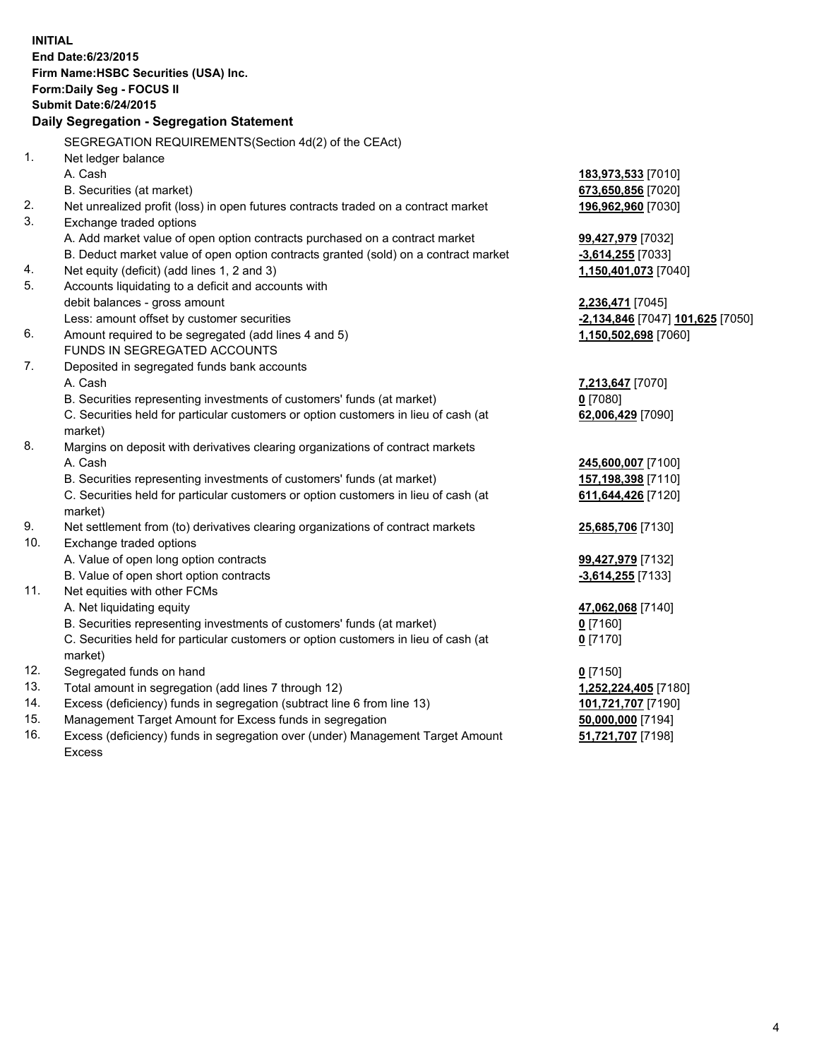**INITIAL**
**End Date:6/23/2015**
**Firm Name:HSBC Securities (USA) Inc.**
**Form:Daily Seg - FOCUS II**
**Submit Date:6/24/2015**

**Daily Segregation - Segregation Statement**

SEGREGATION REQUIREMENTS(Section 4d(2) of the CEAct)

| | | |
|---|---|---|
| 1. | Net ledger balance | |
| | A. Cash | **183,973,533** [7010] |
| | B. Securities (at market) | **673,650,856** [7020] |
| 2. | Net unrealized profit (loss) in open futures contracts traded on a contract market | **196,962,960** [7030] |
| 3. | Exchange traded options | |
| | A. Add market value of open option contracts purchased on a contract market | **99,427,979** [7032] |
| | B. Deduct market value of open option contracts granted (sold) on a contract market | **-3,614,255** [7033] |
| 4. | Net equity (deficit) (add lines 1, 2 and 3) | **1,150,401,073** [7040] |
| 5. | Accounts liquidating to a deficit and accounts with debit balances - gross amount | **2,236,471** [7045] |
| | Less: amount offset by customer securities | **-2,134,846** [7047] **101,625** [7050] |
| 6. | Amount required to be segregated (add lines 4 and 5) | **1,150,502,698** [7060] |
| | FUNDS IN SEGREGATED ACCOUNTS | |
| 7. | Deposited in segregated funds bank accounts | |
| | A. Cash | **7,213,647** [7070] |
| | B. Securities representing investments of customers' funds (at market) | **0** [7080] |
| | C. Securities held for particular customers or option customers in lieu of cash (at market) | **62,006,429** [7090] |
| 8. | Margins on deposit with derivatives clearing organizations of contract markets | |
| | A. Cash | **245,600,007** [7100] |
| | B. Securities representing investments of customers' funds (at market) | **157,198,398** [7110] |
| | C. Securities held for particular customers or option customers in lieu of cash (at market) | **611,644,426** [7120] |
| 9. | Net settlement from (to) derivatives clearing organizations of contract markets | **25,685,706** [7130] |
| 10. | Exchange traded options | |
| | A. Value of open long option contracts | **99,427,979** [7132] |
| | B. Value of open short option contracts | **-3,614,255** [7133] |
| 11. | Net equities with other FCMs | |
| | A. Net liquidating equity | **47,062,068** [7140] |
| | B. Securities representing investments of customers' funds (at market) | **0** [7160] |
| | C. Securities held for particular customers or option customers in lieu of cash (at market) | **0** [7170] |
| 12. | Segregated funds on hand | **0** [7150] |
| 13. | Total amount in segregation (add lines 7 through 12) | **1,252,224,405** [7180] |
| 14. | Excess (deficiency) funds in segregation (subtract line 6 from line 13) | **101,721,707** [7190] |
| 15. | Management Target Amount for Excess funds in segregation | **50,000,000** [7194] |
| 16. | Excess (deficiency) funds in segregation over (under) Management Target Amount Excess | **51,721,707** [7198] |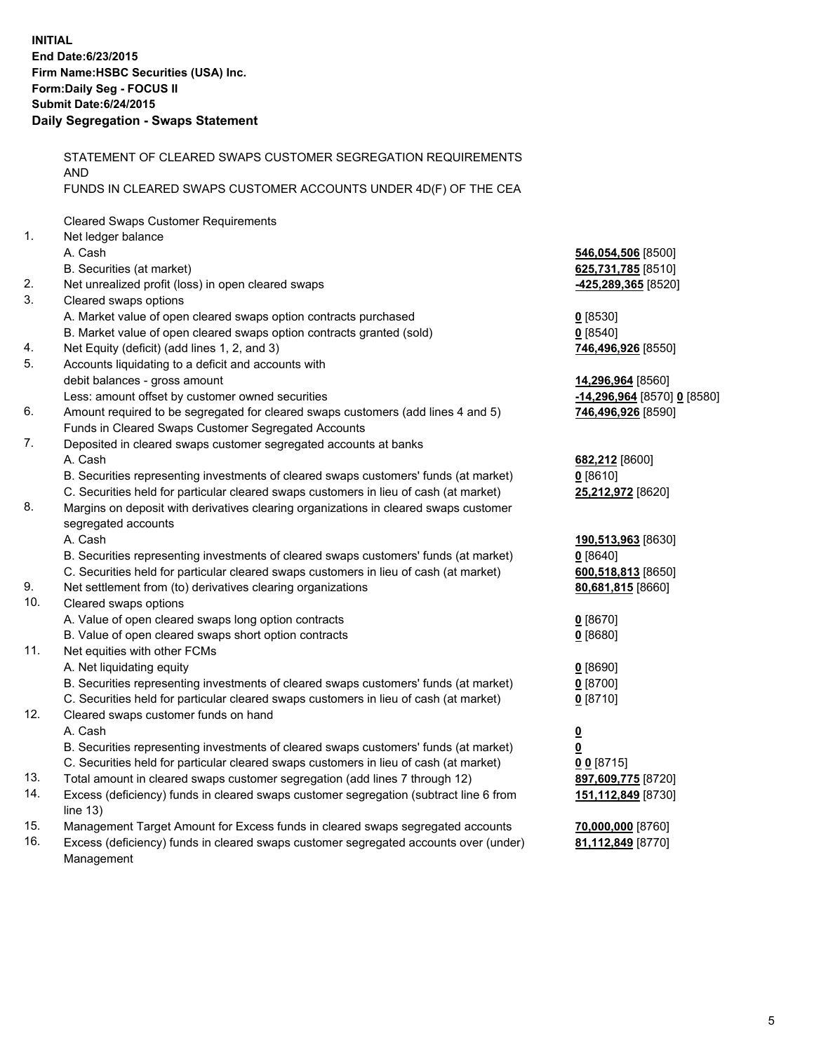**INITIAL**
**End Date:6/23/2015**
**Firm Name:HSBC Securities (USA) Inc.**
**Form:Daily Seg - FOCUS II**
**Submit Date:6/24/2015**
**Daily Segregation - Swaps Statement**

STATEMENT OF CLEARED SWAPS CUSTOMER SEGREGATION REQUIREMENTS AND FUNDS IN CLEARED SWAPS CUSTOMER ACCOUNTS UNDER 4D(F) OF THE CEA

| | | |
|---|---|---|
| | Cleared Swaps Customer Requirements | |
| 1. | Net ledger balance | |
| | A. Cash | 546,054,506 [8500] |
| | B. Securities (at market) | 625,731,785 [8510] |
| 2. | Net unrealized profit (loss) in open cleared swaps | -425,289,365 [8520] |
| 3. | Cleared swaps options | |
| | A. Market value of open cleared swaps option contracts purchased | 0 [8530] |
| | B. Market value of open cleared swaps option contracts granted (sold) | 0 [8540] |
| 4. | Net Equity (deficit) (add lines 1, 2, and 3) | 746,496,926 [8550] |
| 5. | Accounts liquidating to a deficit and accounts with debit balances - gross amount | 14,296,964 [8560] |
| | Less: amount offset by customer owned securities | -14,296,964 [8570] 0 [8580] |
| 6. | Amount required to be segregated for cleared swaps customers (add lines 4 and 5) | 746,496,926 [8590] |
| | Funds in Cleared Swaps Customer Segregated Accounts | |
| 7. | Deposited in cleared swaps customer segregated accounts at banks | |
| | A. Cash | 682,212 [8600] |
| | B. Securities representing investments of cleared swaps customers' funds (at market) | 0 [8610] |
| | C. Securities held for particular cleared swaps customers in lieu of cash (at market) | 25,212,972 [8620] |
| 8. | Margins on deposit with derivatives clearing organizations in cleared swaps customer segregated accounts | |
| | A. Cash | 190,513,963 [8630] |
| | B. Securities representing investments of cleared swaps customers' funds (at market) | 0 [8640] |
| | C. Securities held for particular cleared swaps customers in lieu of cash (at market) | 600,518,813 [8650] |
| 9. | Net settlement from (to) derivatives clearing organizations | 80,681,815 [8660] |
| 10. | Cleared swaps options | |
| | A. Value of open cleared swaps long option contracts | 0 [8670] |
| | B. Value of open cleared swaps short option contracts | 0 [8680] |
| 11. | Net equities with other FCMs | |
| | A. Net liquidating equity | 0 [8690] |
| | B. Securities representing investments of cleared swaps customers' funds (at market) | 0 [8700] |
| | C. Securities held for particular cleared swaps customers in lieu of cash (at market) | 0 [8710] |
| 12. | Cleared swaps customer funds on hand | |
| | A. Cash | 0 |
| | B. Securities representing investments of cleared swaps customers' funds (at market) | 0 |
| | C. Securities held for particular cleared swaps customers in lieu of cash (at market) | 0 0 [8715] |
| 13. | Total amount in cleared swaps customer segregation (add lines 7 through 12) | 897,609,775 [8720] |
| 14. | Excess (deficiency) funds in cleared swaps customer segregation (subtract line 6 from line 13) | 151,112,849 [8730] |
| 15. | Management Target Amount for Excess funds in cleared swaps segregated accounts | 70,000,000 [8760] |
| 16. | Excess (deficiency) funds in cleared swaps customer segregated accounts over (under) Management | 81,112,849 [8770] |